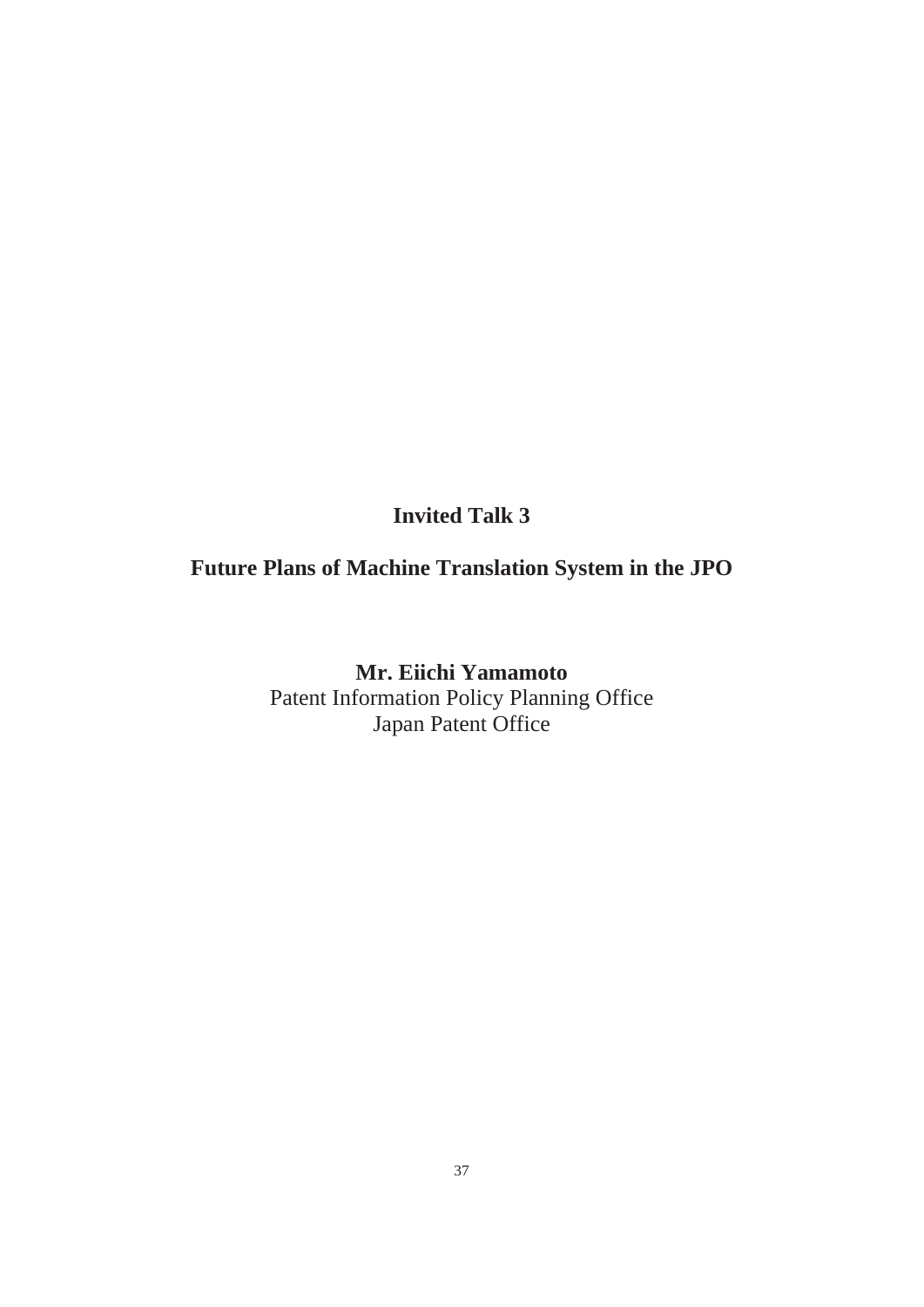# Invited Talk 3

## Future Plans of Machine Translation System in the JPO

**Mr. Eiichi Yamamoto**
Patent Information Policy Planning Office
Japan Patent Office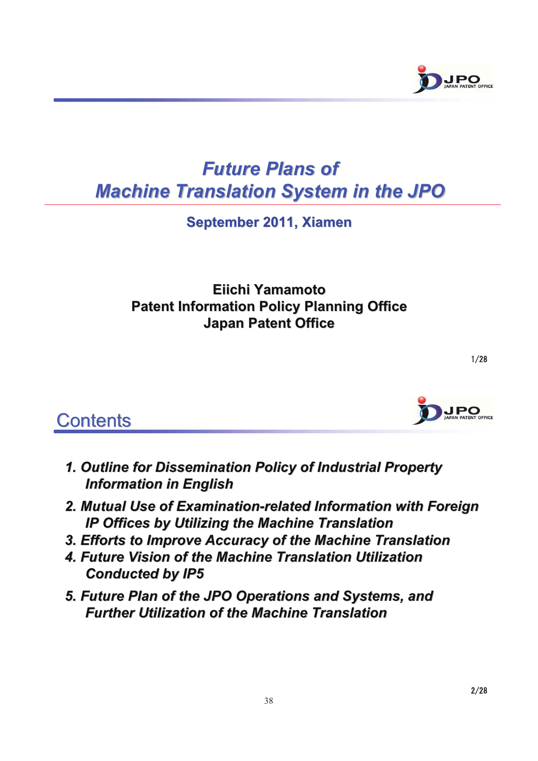# *Future Plans of Machine Translation System in the JPO*

**September 2011, Xiamen**

**Eiichi Yamamoto**
**Patent Information Policy Planning Office**
**Japan Patent Office**

## Contents

1. ***Outline for Dissemination Policy of Industrial Property Information in English***
2. ***Mutual Use of Examination-related Information with Foreign IP Offices by Utilizing the Machine Translation***
3. ***Efforts to Improve Accuracy of the Machine Translation***
4. ***Future Vision of the Machine Translation Utilization Conducted by IP5***
5. ***Future Plan of the JPO Operations and Systems, and Further Utilization of the Machine Translation***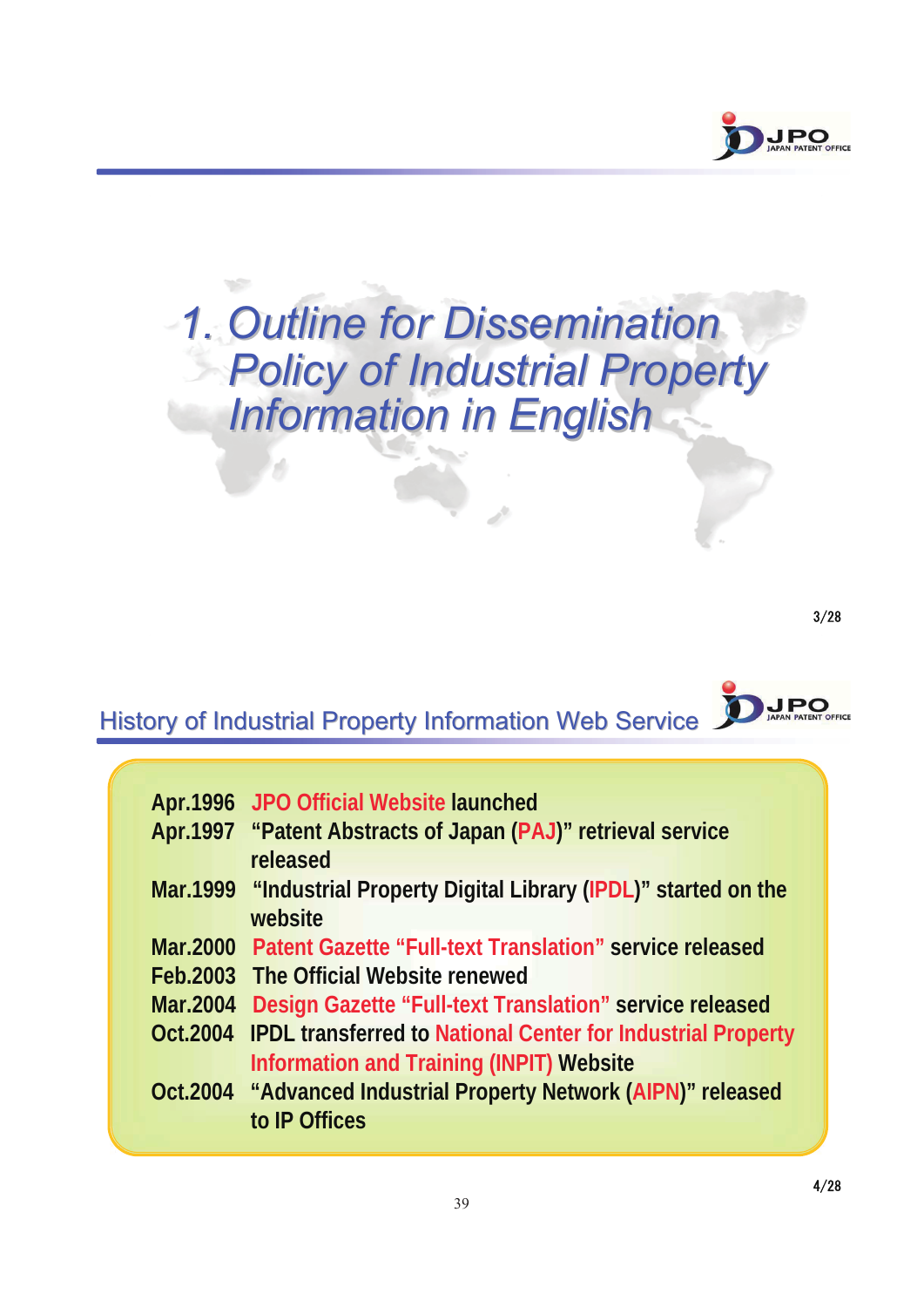# 1. Outline for Dissemination Policy of Industrial Property Information in English

## History of Industrial Property Information Web Service

- **Apr.1996** JPO Official Website launched
- **Apr.1997** "Patent Abstracts of Japan (PAJ)" retrieval service released
- **Mar.1999** "Industrial Property Digital Library (IPDL)" started on the website
- **Mar.2000** Patent Gazette "Full-text Translation" service released
- **Feb.2003** The Official Website renewed
- **Mar.2004** Design Gazette "Full-text Translation" service released
- **Oct.2004** IPDL transferred to National Center for Industrial Property Information and Training (INPIT) Website
- **Oct.2004** "Advanced Industrial Property Network (AIPN)" released to IP Offices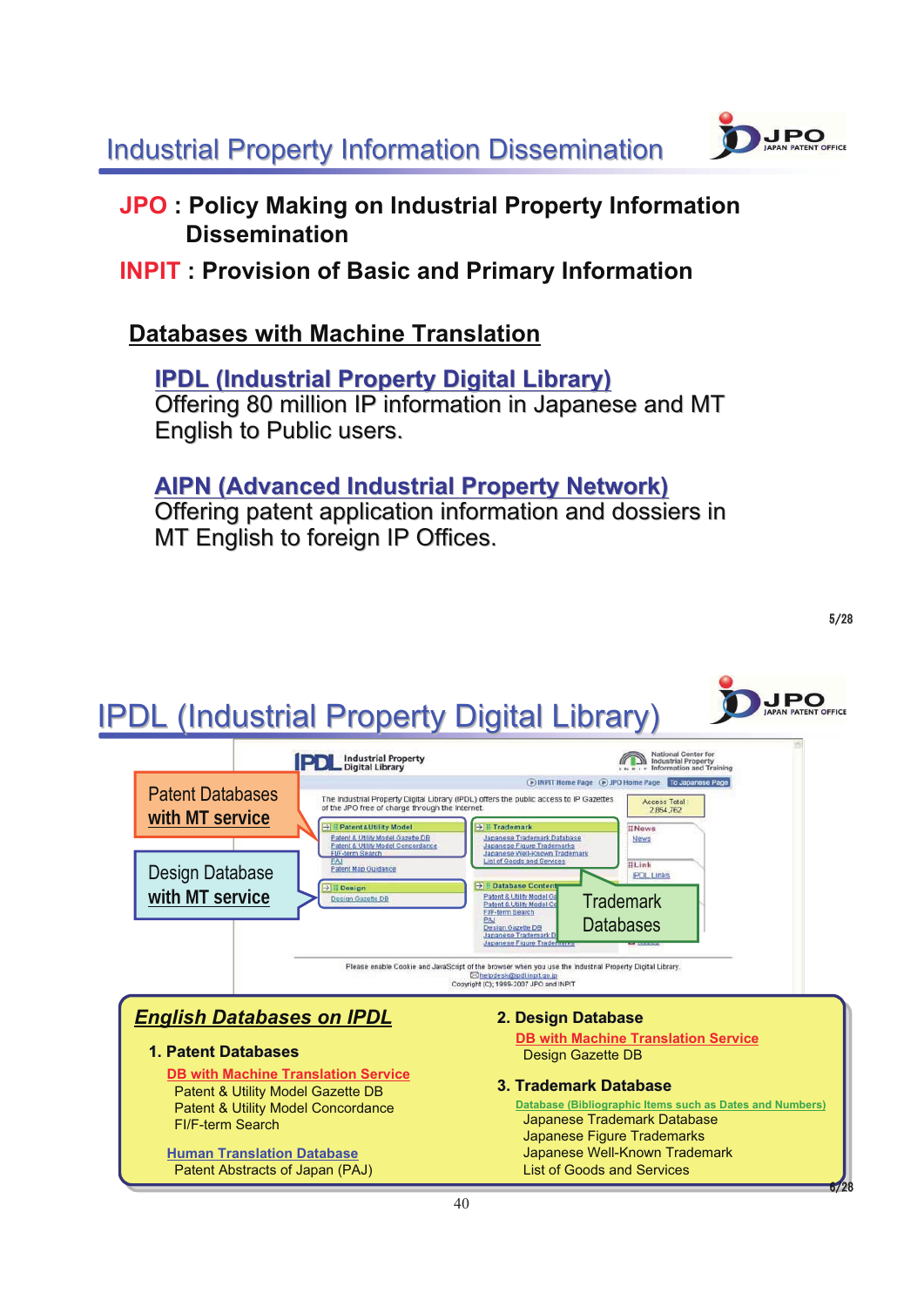# Industrial Property Information Dissemination

**JPO : Policy Making on Industrial Property Information Dissemination**

**INPIT : Provision of Basic and Primary Information**

## Databases with Machine Translation

**IPDL (Industrial Property Digital Library)**
Offering 80 million IP information in Japanese and MT English to Public users.

**AIPN (Advanced Industrial Property Network)**
Offering patent application information and dossiers in MT English to foreign IP Offices.

# IPDL (Industrial Property Digital Library)

Patent Databases with MT service

Design Database with MT service

Trademark Databases

### English Databases on IPDL

**1. Patent Databases**

DB with Machine Translation Service
- Patent & Utility Model Gazette DB
- Patent & Utility Model Concordance
- FI/F-term Search

Human Translation Database
- Patent Abstracts of Japan (PAJ)

**2. Design Database**

DB with Machine Translation Service
- Design Gazette DB

**3. Trademark Database**

Database (Bibliographic Items such as Dates and Numbers)
- Japanese Trademark Database
- Japanese Figure Trademarks
- Japanese Well-Known Trademark
- List of Goods and Services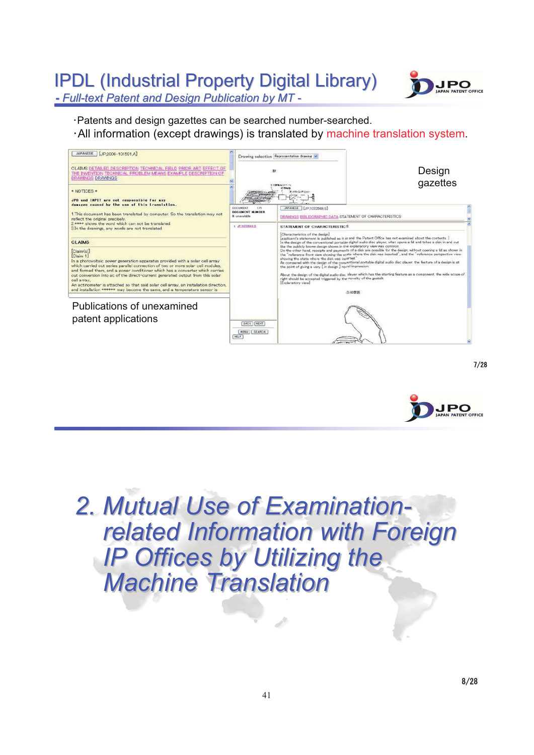# IPDL (Industrial Property Digital Library)

*- Full-text Patent and Design Publication by MT -*

- Patents and design gazettes can be searched number-searched.
- All information (except drawings) is translated by machine translation system.

Design gazettes

Publications of unexamined patent applications

# 2. Mutual Use of Examination-related Information with Foreign IP Offices by Utilizing the Machine Translation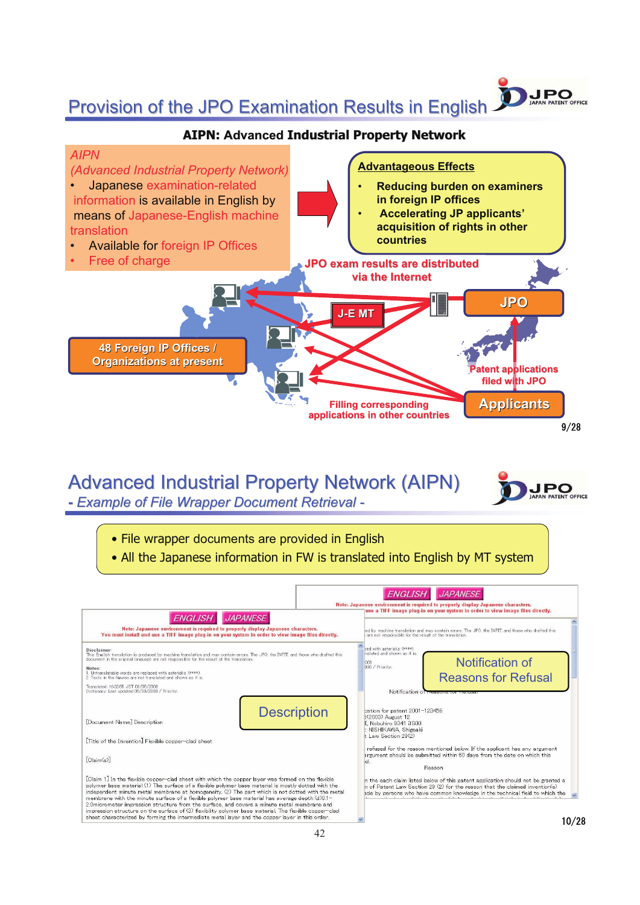# Provision of the JPO Examination Results in English

**AIPN: Advanced Industrial Property Network**

*AIPN*
*(Advanced Industrial Property Network)*

- Japanese examination-related information is available in English by means of Japanese-English machine translation
- Available for foreign IP Offices
- Free of charge

**Advantageous Effects**

- **Reducing burden on examiners in foreign IP offices**
- **Accelerating JP applicants' acquisition of rights in other countries**

**JPO exam results are distributed via the Internet**

**J-E MT**

**JPO**

**48 Foreign IP Offices / Organizations at present**

**Patent applications filed with JPO**

**Filling corresponding applications in other countries**

**Applicants**

# Advanced Industrial Property Network (AIPN)

*- Example of File Wrapper Document Retrieval -*

- File wrapper documents are provided in English
- All the Japanese information in FW is translated into English by MT system

Description

Notification of Reasons for Refusal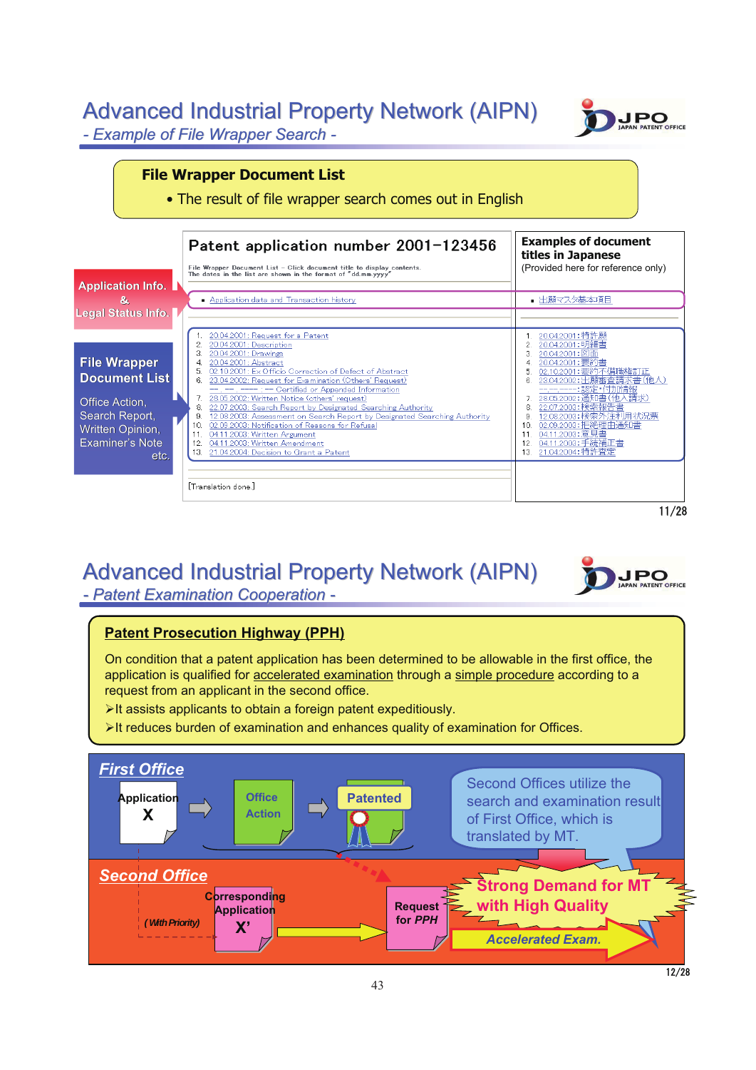# Advanced Industrial Property Network (AIPN)

## - Example of File Wrapper Search -

### File Wrapper Document List

- The result of file wrapper search comes out in English

**Application Info. & Legal Status Info.**

**File Wrapper Document List**

Office Action, Search Report, Written Opinion, Examiner's Note etc.

**Patent application number 2001−123456**

File Wrapper Document List – Click document title to display contents.
The dates in the list are shown in the format of "dd.mm.yyyy"

- Application data and Transaction history

1. 20.04.2001: Request for a Patent
2. 20.04.2001: Description
3. 20.04.2001: Drawings
4. 20.04.2001: Abstract
5. 02.10.2001: Ex Officio Correction of Defect of Abstract
6. 23.04.2002: Request for Examination (Others' Request)
   --.--.----: -- Certified or Appended Information
7. 28.05.2002: Written Notice (others' request)
8. 22.07.2003: Search Report by Designated Searching Authority
9. 12.08.2003: Assessment on Search Report by Designated Searching Authority
10. 02.09.2003: Notification of Reasons for Refusal
11. 04.11.2003: Written Argument
12. 04.11.2003: Written Amendment
13. 21.04.2004: Decision to Grant a Patent

[Translation done.]

**Examples of document titles in Japanese**
(Provided here for reference only)

- 出願マスタ基本項目

1. 20.04.2001：特許願
2. 20.04.2001：明細書
3. 20.04.2001：図面
4. 20.04.2001：要約書
5. 02.10.2001：要約不備職権訂正
6. 23.04.2002：出願審査請求書(他人)
   --.--.----：認定・付加情報
7. 28.05.2002：通知書(他人請求)
8. 22.07.2003：検索報告書
9. 12.08.2003：検索外注利用状況票
10. 02.09.2003：拒絶理由通知書
11. 04.11.2003：意見書
12. 04.11.2003：手続補正書
13. 21.04.2004：特許査定

# Advanced Industrial Property Network (AIPN)

## - Patent Examination Cooperation -

### Patent Prosecution Highway (PPH)

On condition that a patent application has been determined to be allowable in the first office, the application is qualified for accelerated examination through a simple procedure according to a request from an applicant in the second office.

➢It assists applicants to obtain a foreign patent expeditiously.

➢It reduces burden of examination and enhances quality of examination for Offices.

**First Office**

Application X → Office Action → Patented

Second Offices utilize the search and examination result of First Office, which is translated by MT.

**Second Office**

(With Priority) Corresponding Application X' → Request for PPH → Accelerated Exam.

Strong Demand for MT with High Quality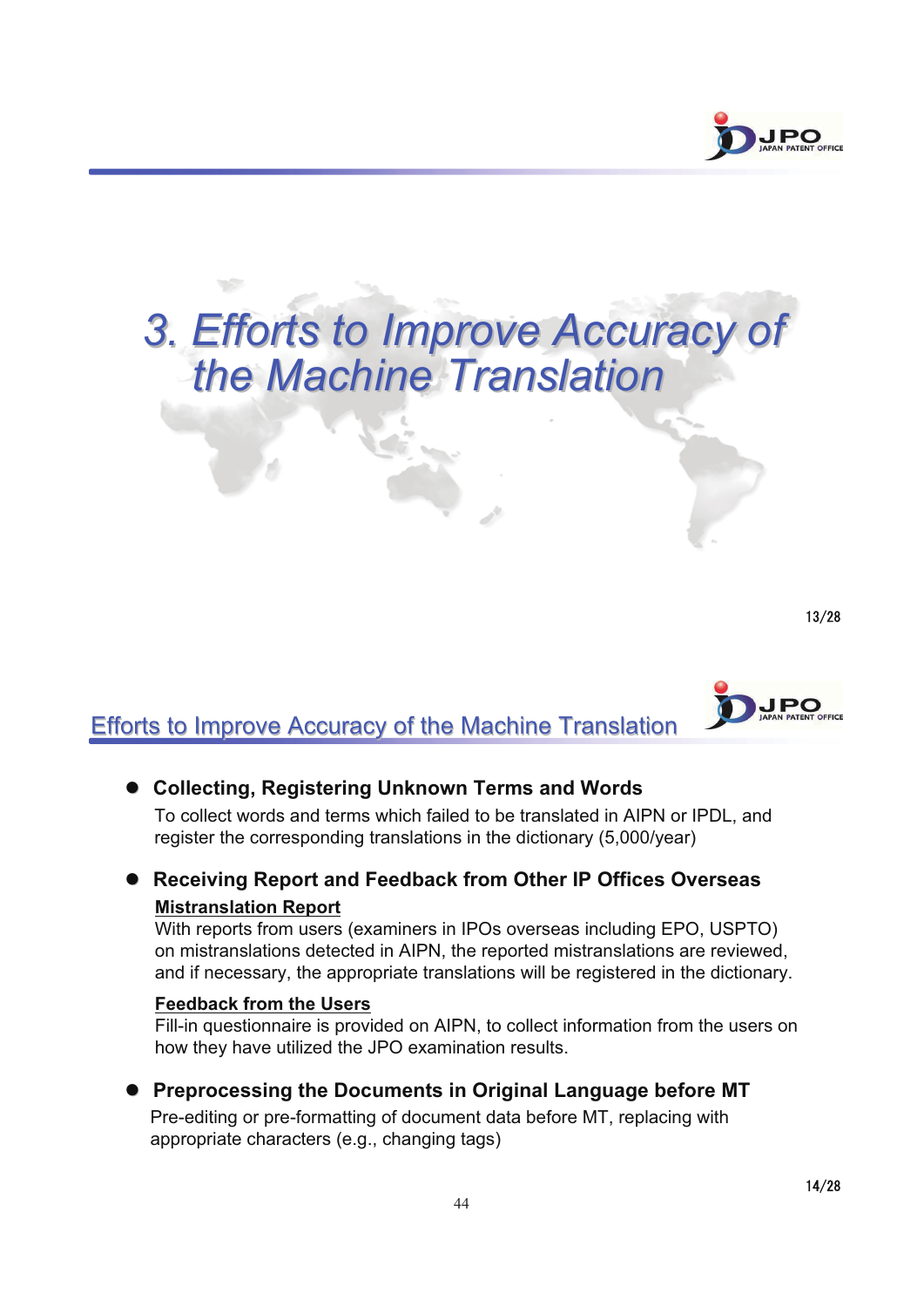# 3. Efforts to Improve Accuracy of the Machine Translation

## Efforts to Improve Accuracy of the Machine Translation

- **Collecting, Registering Unknown Terms and Words**

  To collect words and terms which failed to be translated in AIPN or IPDL, and register the corresponding translations in the dictionary (5,000/year)

- **Receiving Report and Feedback from Other IP Offices Overseas**

  **Mistranslation Report**

  With reports from users (examiners in IPOs overseas including EPO, USPTO) on mistranslations detected in AIPN, the reported mistranslations are reviewed, and if necessary, the appropriate translations will be registered in the dictionary.

  **Feedback from the Users**

  Fill-in questionnaire is provided on AIPN, to collect information from the users on how they have utilized the JPO examination results.

- **Preprocessing the Documents in Original Language before MT**

  Pre-editing or pre-formatting of document data before MT, replacing with appropriate characters (e.g., changing tags)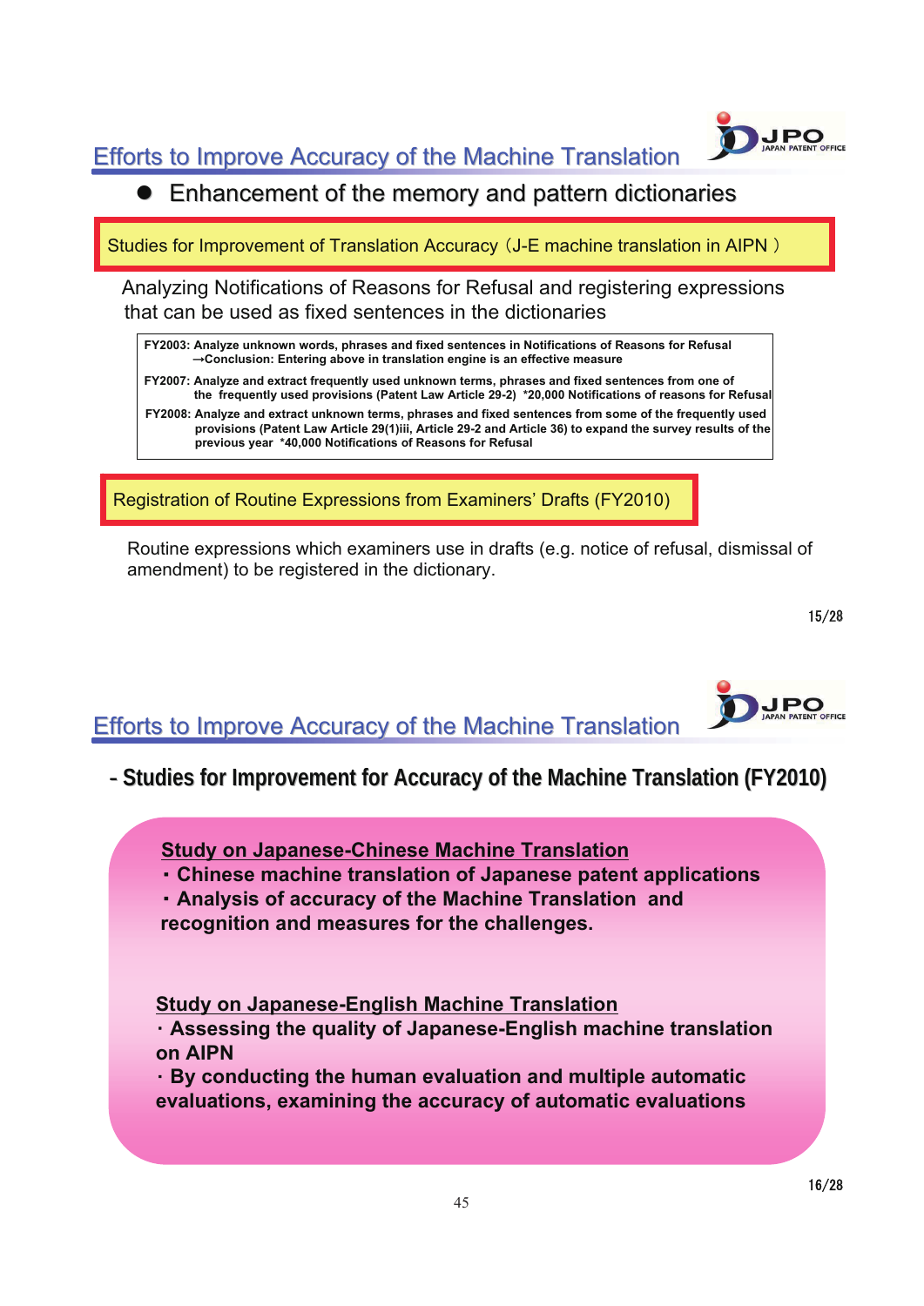## Efforts to Improve Accuracy of the Machine Translation

- Enhancement of the memory and pattern dictionaries

**Studies for Improvement of Translation Accuracy（J-E machine translation in AIPN ）**

Analyzing Notifications of Reasons for Refusal and registering expressions that can be used as fixed sentences in the dictionaries

**FY2003: Analyze unknown words, phrases and fixed sentences in Notifications of Reasons for Refusal**
**→Conclusion: Entering above in translation engine is an effective measure**

**FY2007: Analyze and extract frequently used unknown terms, phrases and fixed sentences from one of the frequently used provisions (Patent Law Article 29-2) *20,000 Notifications of reasons for Refusal**

**FY2008: Analyze and extract unknown terms, phrases and fixed sentences from some of the frequently used provisions (Patent Law Article 29(1)iii, Article 29-2 and Article 36) to expand the survey results of the previous year *40,000 Notifications of Reasons for Refusal**

**Registration of Routine Expressions from Examiners' Drafts (FY2010)**

Routine expressions which examiners use in drafts (e.g. notice of refusal, dismissal of amendment) to be registered in the dictionary.

## Efforts to Improve Accuracy of the Machine Translation

### - Studies for Improvement for Accuracy of the Machine Translation (FY2010)

**Study on Japanese-Chinese Machine Translation**

**・Chinese machine translation of Japanese patent applications**
**・Analysis of accuracy of the Machine Translation and recognition and measures for the challenges.**

**Study on Japanese-English Machine Translation**

**· Assessing the quality of Japanese-English machine translation on AIPN**
**· By conducting the human evaluation and multiple automatic evaluations, examining the accuracy of automatic evaluations**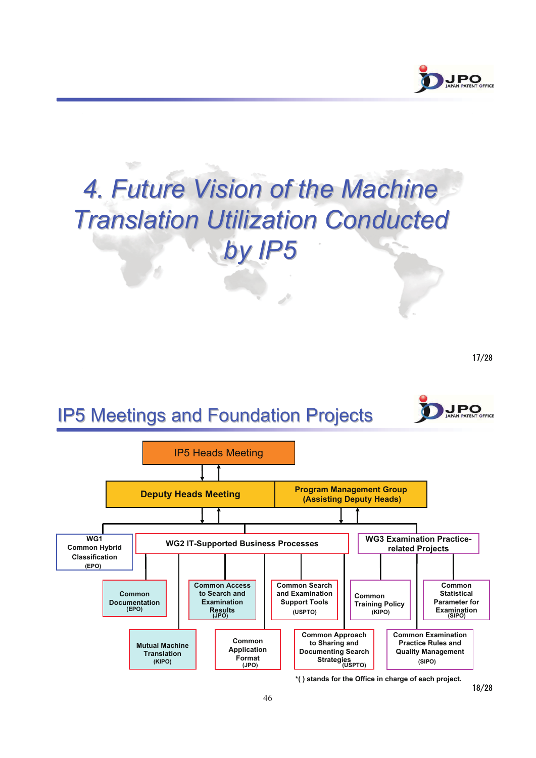# 4. Future Vision of the Machine Translation Utilization Conducted by IP5

## IP5 Meetings and Foundation Projects

IP5 Heads Meeting

Deputy Heads Meeting

Program Management Group (Assisting Deputy Heads)

**WG1 Common Hybrid Classification (EPO)**

**WG2 IT-Supported Business Processes**

- Common Documentation (EPO)
- Mutual Machine Translation (KIPO)
- Common Access to Search and Examination Results (JPO)
- Common Application Format (JPO)
- Common Search and Examination Support Tools (USPTO)
- Common Approach to Sharing and Documenting Search Strategies (USPTO)

**WG3 Examination Practice-related Projects**

- Common Training Policy (KIPO)
- Common Statistical Parameter for Examination (SIPO)
- Common Examination Practice Rules and Quality Management (SIPO)

*( ) stands for the Office in charge of each project.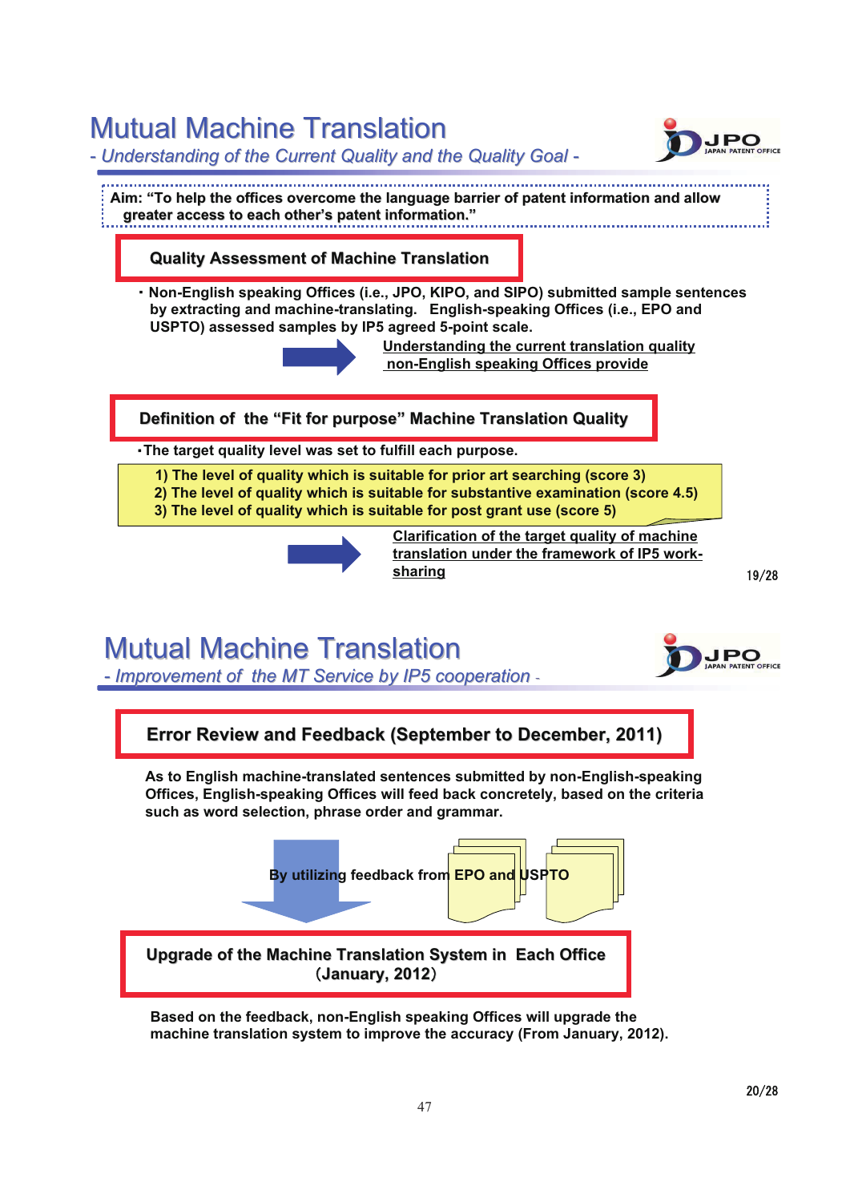# Mutual Machine Translation

*- Understanding of the Current Quality and the Quality Goal -*

**Aim: "To help the offices overcome the language barrier of patent information and allow greater access to each other's patent information."**

## Quality Assessment of Machine Translation

- **Non-English speaking Offices (i.e., JPO, KIPO, and SIPO) submitted sample sentences by extracting and machine-translating. English-speaking Offices (i.e., EPO and USPTO) assessed samples by IP5 agreed 5-point scale.**

➡ **Understanding the current translation quality non-English speaking Offices provide**

## Definition of the "Fit for purpose" Machine Translation Quality

- **The target quality level was set to fulfill each purpose.**

**1) The level of quality which is suitable for prior art searching (score 3)**
**2) The level of quality which is suitable for substantive examination (score 4.5)**
**3) The level of quality which is suitable for post grant use (score 5)**

➡ **Clarification of the target quality of machine translation under the framework of IP5 work-sharing**

# Mutual Machine Translation

*- Improvement of the MT Service by IP5 cooperation -*

## Error Review and Feedback (September to December, 2011)

**As to English machine-translated sentences submitted by non-English-speaking Offices, English-speaking Offices will feed back concretely, based on the criteria such as word selection, phrase order and grammar.**

**By utilizing feedback from EPO and USPTO**

## Upgrade of the Machine Translation System in Each Office (January, 2012)

**Based on the feedback, non-English speaking Offices will upgrade the machine translation system to improve the accuracy (From January, 2012).**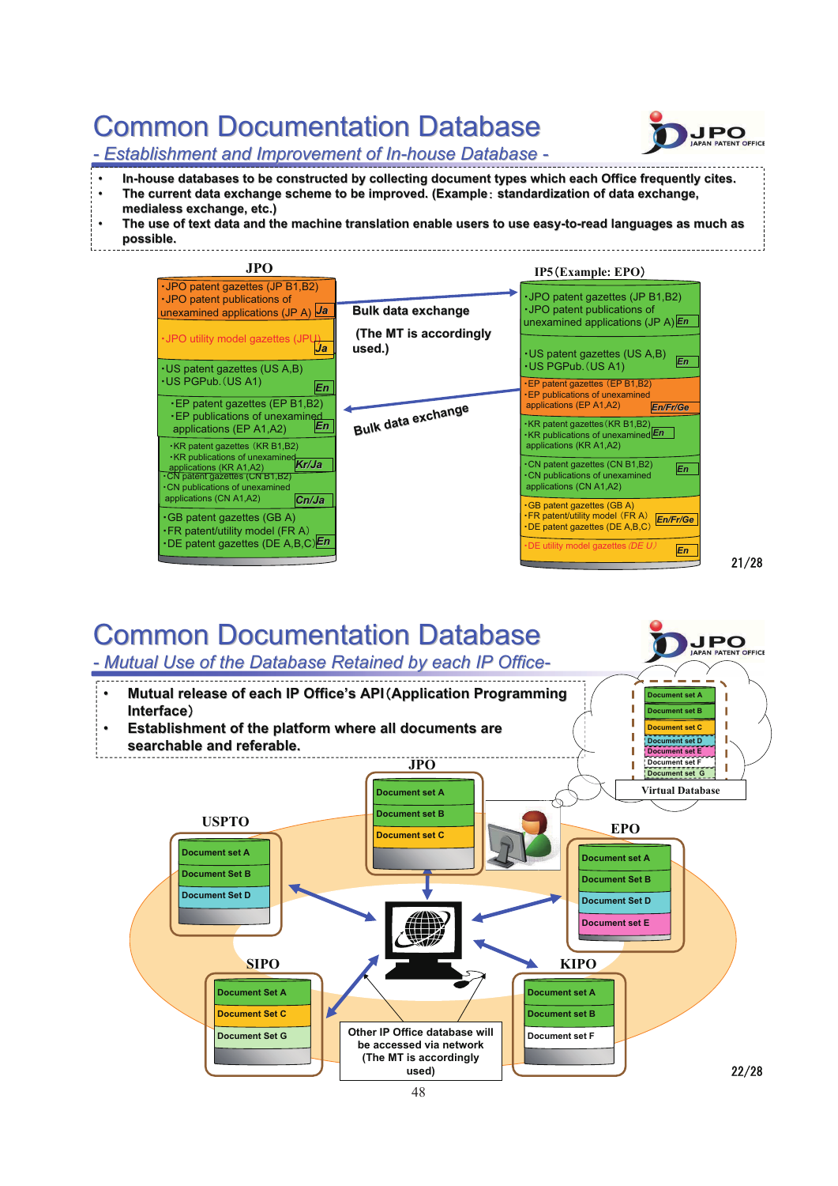# Common Documentation Database

## - Establishment and Improvement of In-house Database -

- In-house databases to be constructed by collecting document types which each Office frequently cites.
- The current data exchange scheme to be improved. (Example：standardization of data exchange, medialess exchange, etc.)
- The use of text data and the machine translation enable users to use easy-to-read languages as much as possible.

**JPO**

- ・JPO patent gazettes (JP B1,B2) ・JPO patent publications of unexamined applications (JP A) *Ja*
- ・JPO utility model gazettes (JPU) *Ja*
- ・US patent gazettes (US A,B) ・US PGPub.（US A1) *En*
- ・EP patent gazettes (EP B1,B2) ・EP publications of unexamined applications (EP A1,A2) *En*
- ・KR patent gazettes（KR B1,B2) ・KR publications of unexamined applications (KR A1,A2) *Kr/Ja*
- ・CN patent gazettes (CN B1,B2) ・CN publications of unexamined applications (CN A1,A2) *Cn/Ja*
- ・GB patent gazettes (GB A) ・FR patent/utility model (FR A) ・DE patent gazettes (DE A,B,C) *En*

Bulk data exchange

(The MT is accordingly used.)

Bulk data exchange

**IP5（Example: EPO）**

- ・JPO patent gazettes (JP B1,B2) ・JPO patent publications of unexamined applications (JP A) *En*
- ・US patent gazettes (US A,B) ・US PGPub.（US A1) *En*
- ・EP patent gazettes（EP B1,B2) ・EP publications of unexamined applications (EP A1,A2) *En/Fr/Ge*
- ・KR patent gazettes（KR B1,B2) ・KR publications of unexamined applications (KR A1,A2) *En*
- ・CN patent gazettes (CN B1,B2) ・CN publications of unexamined applications (CN A1,A2) *En*
- ・GB patent gazettes (GB A) ・FR patent/utility model（FR A) ・DE patent gazettes (DE A,B,C) *En/Fr/Ge*
- ・DE utility model gazettes (DE U) *En*

# Common Documentation Database

## - Mutual Use of the Database Retained by each IP Office-

- Mutual release of each IP Office's API（Application Programming Interface）
- Establishment of the platform where all documents are searchable and referable.

**Virtual Database**: Document set A, Document set B, Document set C, Document set D, Document set E, Document set F, Document set G

**JPO**: Document set A, Document set B, Document set C

**USPTO**: Document set A, Document Set B, Document Set D

**EPO**: Document set A, Document Set B, Document Set D, Document set E

**SIPO**: Document Set A, Document Set C, Document Set G

**KIPO**: Document set A, Document set B, Document set F

Other IP Office database will be accessed via network (The MT is accordingly used)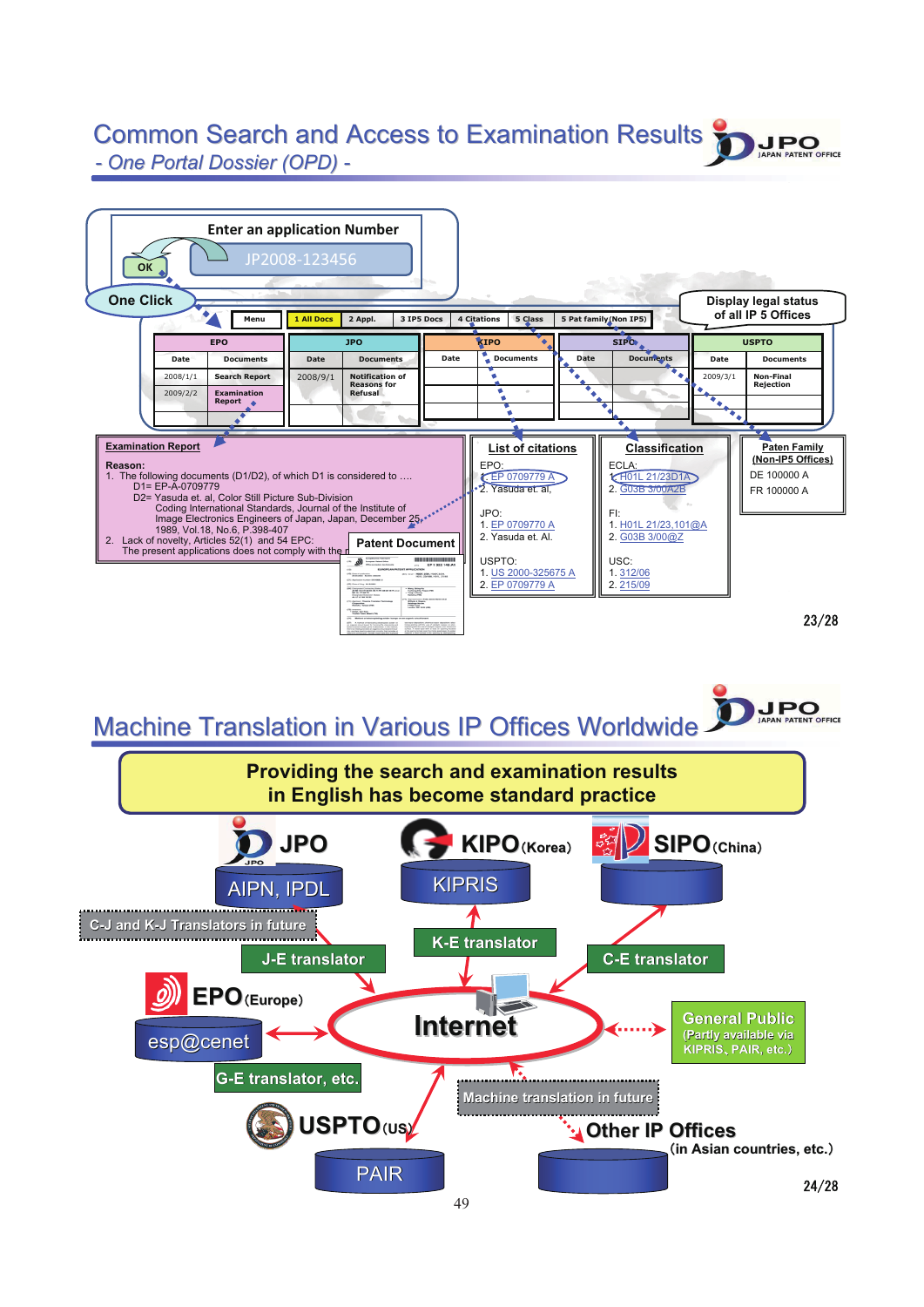# Common Search and Access to Examination Results

*- One Portal Dossier (OPD) -*

Enter an application Number

JP2008-123456

OK

One Click

Display legal status of all IP 5 Offices

| Menu | 1 All Docs | 2 Appl. | 3 IP5 Docs | 4 Citations | 5 Class | 5 Pat family(Non IP5) |
|---|---|---|---|---|---|---|

| EPO | | JPO | | KIPO | | SIPO | | USPTO | |
|---|---|---|---|---|---|---|---|---|---|
| Date | Documents | Date | Documents | Date | Documents | Date | Documents | Date | Documents |
| 2008/1/1 | Search Report | 2008/9/1 | Notification of Reasons for Refusal | | | | | 2009/3/1 | Non-Final Rejection |
| 2009/2/2 | Examination Report | | | | | | | | |

**Examination Report**

Reason:
1. The following documents (D1/D2), of which D1 is considered to ….
   D1= EP-A-0709779
   D2= Yasuda et. al, Color Still Picture Sub-Division Coding International Standards, Journal of the Institute of Image Electronics Engineers of Japan, Japan, December 25, 1989, Vol.18, No.6, P.398-407
2. Lack of novelty, Articles 52(1) and 54 EPC:
   The present applications does not comply with the r…

**Patent Document**

**List of citations**

EPO:
1. EP 0709779 A
2. Yasuda et. al,

JPO:
1. EP 0709770 A
2. Yasuda et. Al.

USPTO:
1. US 2000-325675 A
2. EP 0709779 A

**Classification**

ECLA:
1. H01L 21/23D1A
2. G03B 3/00A2B

FI:
1. H01L 21/23,101@A
2. G03B 3/00@Z

USC:
1. 312/06
2. 215/09

**Paten Family (Non-IP5 Offices)**

DE 100000 A

FR 100000 A

# Machine Translation in Various IP Offices Worldwide

**Providing the search and examination results in English has become standard practice**

- JPO — AIPN, IPDL — J-E translator; C-J and K-J Translators in future
- KIPO (Korea) — KIPRIS — K-E translator
- SIPO (China) — C-E translator
- EPO (Europe) — esp@cenet — G-E translator, etc.
- USPTO (US) — PAIR
- Other IP Offices (in Asian countries, etc.) — Machine translation in future
- Internet
- General Public (Partly available via KIPRIS, PAIR, etc.)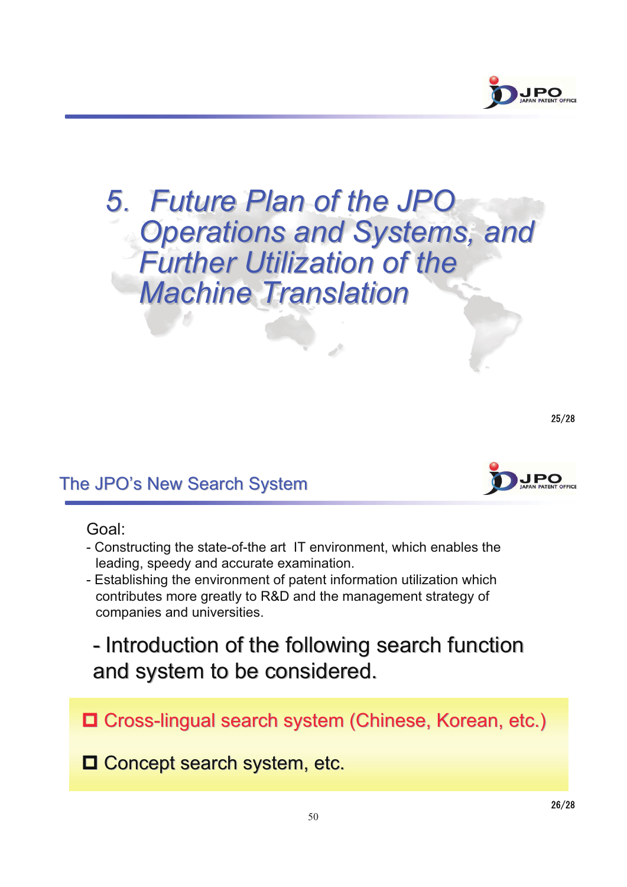# 5. Future Plan of the JPO Operations and Systems, and Further Utilization of the Machine Translation

## The JPO's New Search System

Goal:

- Constructing the state-of-the art IT environment, which enables the leading, speedy and accurate examination.
- Establishing the environment of patent information utilization which contributes more greatly to R&D and the management strategy of companies and universities.

- Introduction of the following search function and system to be considered.

- ☐ Cross-lingual search system (Chinese, Korean, etc.)
- ☐ Concept search system, etc.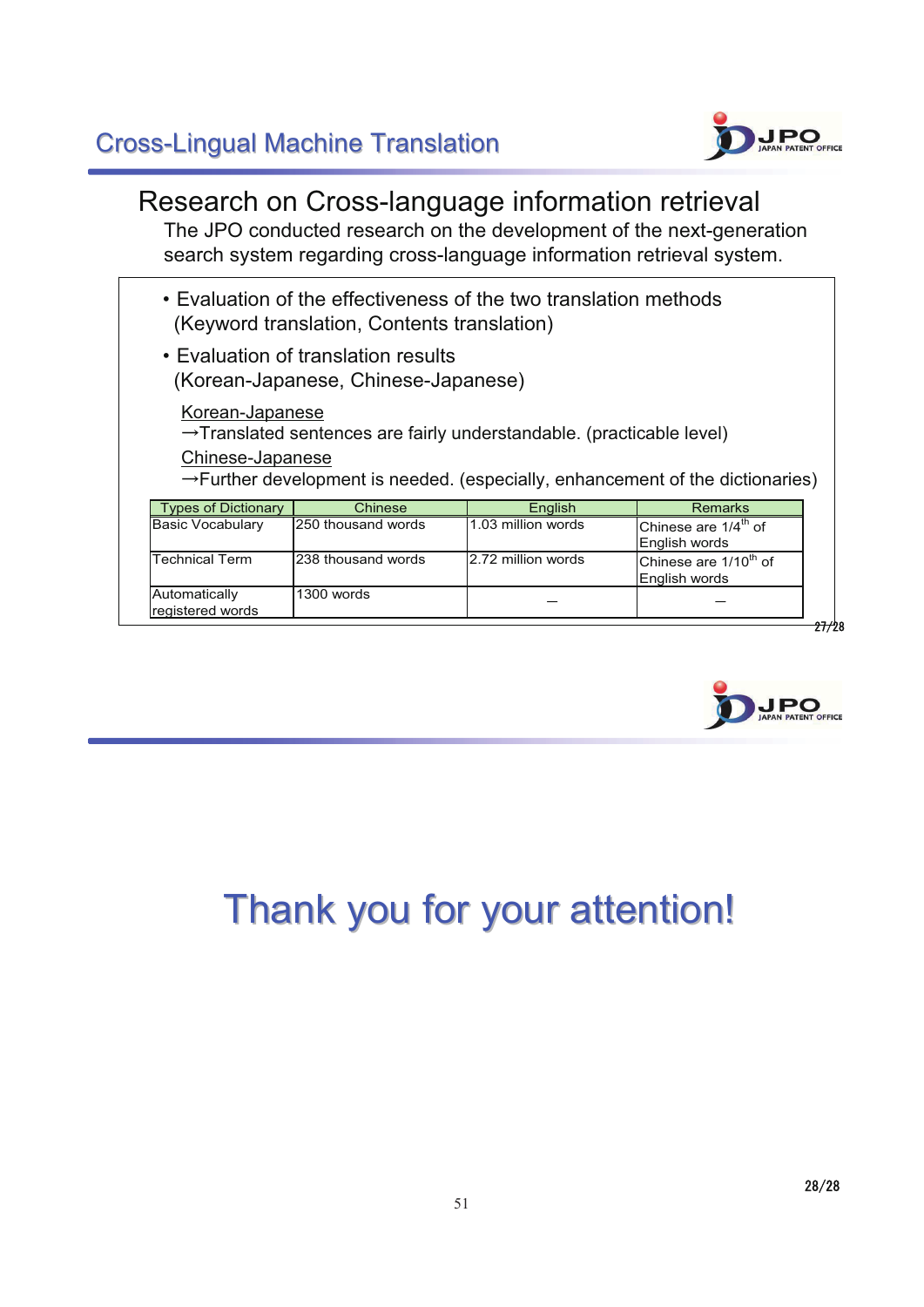## Cross-Lingual Machine Translation

### Research on Cross-language information retrieval

The JPO conducted research on the development of the next-generation search system regarding cross-language information retrieval system.

- Evaluation of the effectiveness of the two translation methods (Keyword translation, Contents translation)
- Evaluation of translation results (Korean-Japanese, Chinese-Japanese)

<u>Korean-Japanese</u>
→Translated sentences are fairly understandable. (practicable level)

<u>Chinese-Japanese</u>
→Further development is needed. (especially, enhancement of the dictionaries)

| Types of Dictionary | Chinese | English | Remarks |
|---|---|---|---|
| Basic Vocabulary | 250 thousand words | 1.03 million words | Chinese are 1/4th of English words |
| Technical Term | 238 thousand words | 2.72 million words | Chinese are 1/10th of English words |
| Automatically registered words | 1300 words | – | – |

# Thank you for your attention!